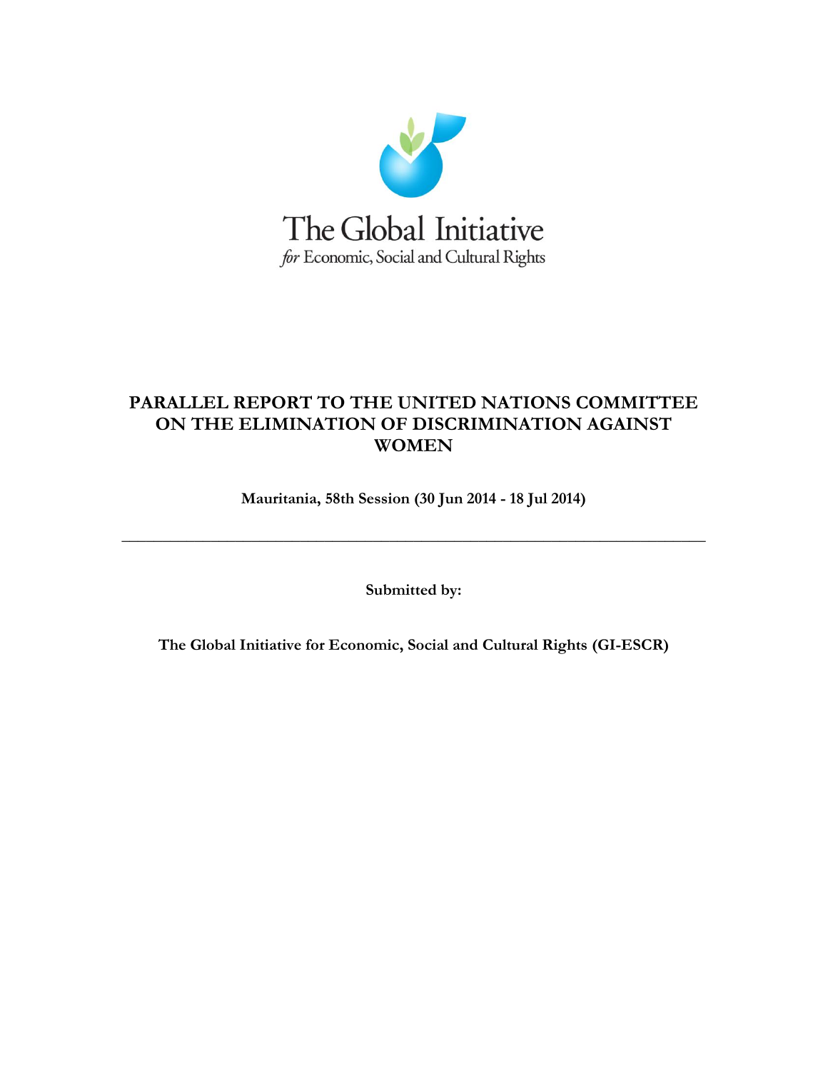The Global Initiative
*for* Economic, Social and Cultural Rights

# PARALLEL REPORT TO THE UNITED NATIONS COMMITTEE ON THE ELIMINATION OF DISCRIMINATION AGAINST WOMEN

**Mauritania, 58th Session (30 Jun 2014 - 18 Jul 2014)**

---

**Submitted by:**

**The Global Initiative for Economic, Social and Cultural Rights (GI-ESCR)**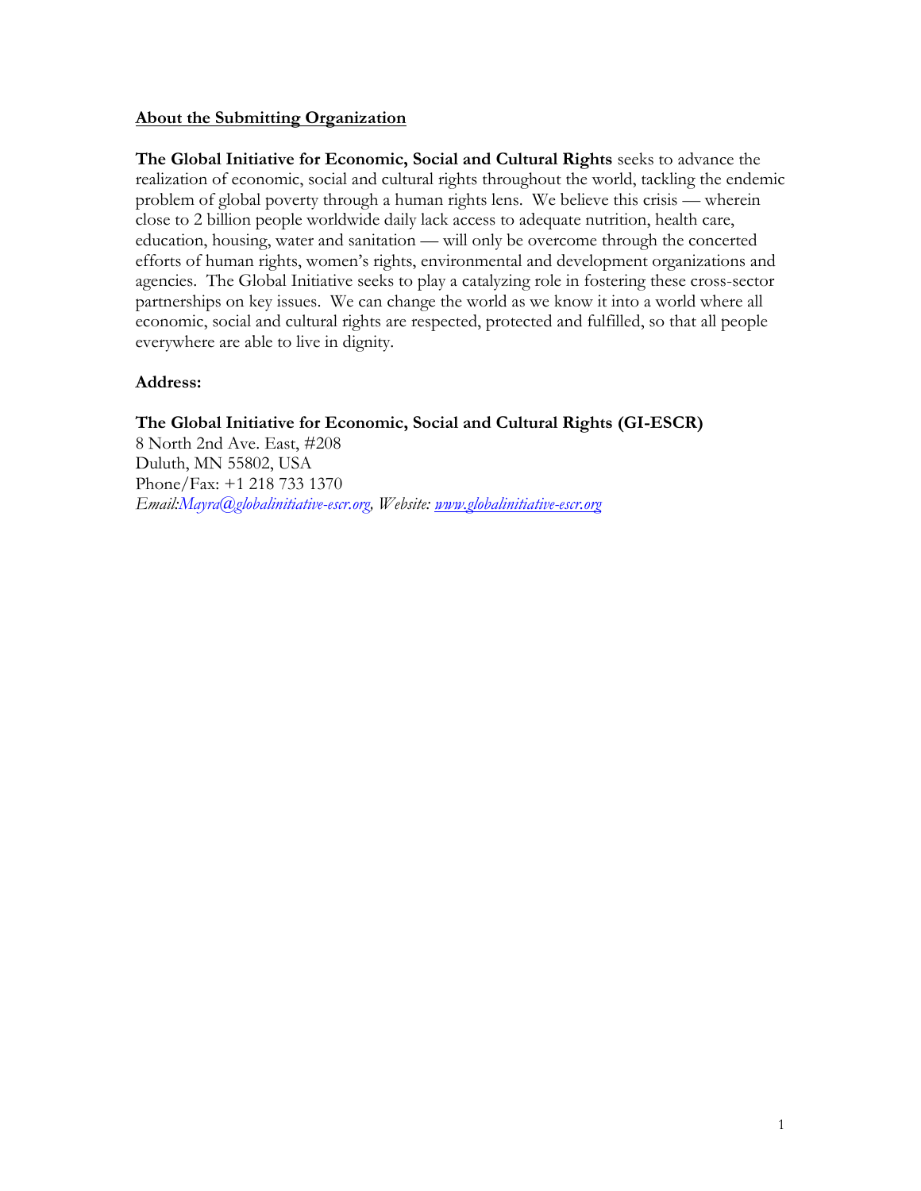**About the Submitting Organization**

**The Global Initiative for Economic, Social and Cultural Rights** seeks to advance the realization of economic, social and cultural rights throughout the world, tackling the endemic problem of global poverty through a human rights lens. We believe this crisis — wherein close to 2 billion people worldwide daily lack access to adequate nutrition, health care, education, housing, water and sanitation — will only be overcome through the concerted efforts of human rights, women's rights, environmental and development organizations and agencies. The Global Initiative seeks to play a catalyzing role in fostering these cross-sector partnerships on key issues. We can change the world as we know it into a world where all economic, social and cultural rights are respected, protected and fulfilled, so that all people everywhere are able to live in dignity.

**Address:**

**The Global Initiative for Economic, Social and Cultural Rights (GI-ESCR)**
8 North 2nd Ave. East, #208
Duluth, MN 55802, USA
Phone/Fax: +1 218 733 1370
*Email:Mayra@globalinitiative-escr.org, Website: www.globalinitiative-escr.org*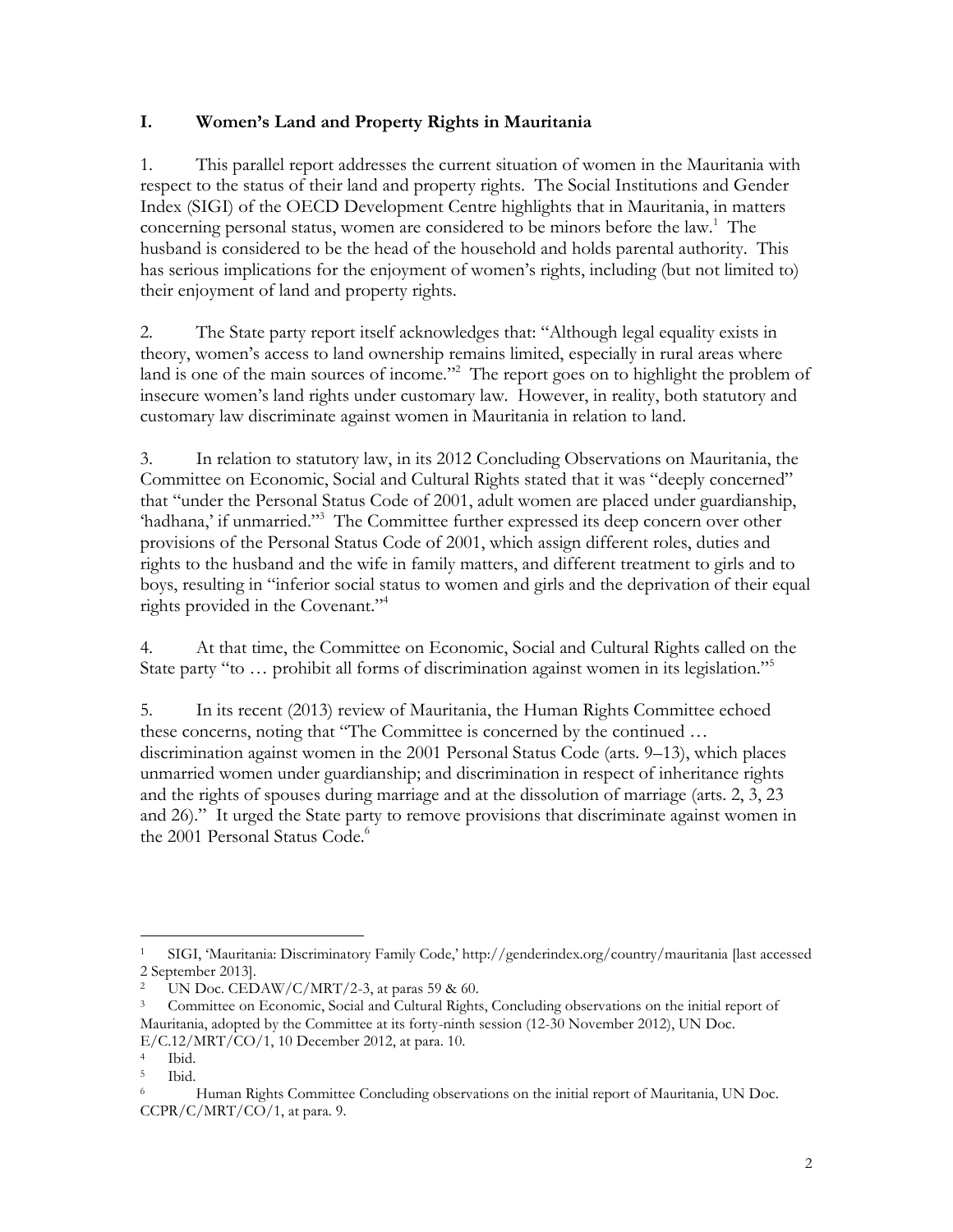## I. Women's Land and Property Rights in Mauritania

1. This parallel report addresses the current situation of women in the Mauritania with respect to the status of their land and property rights. The Social Institutions and Gender Index (SIGI) of the OECD Development Centre highlights that in Mauritania, in matters concerning personal status, women are considered to be minors before the law.[1] The husband is considered to be the head of the household and holds parental authority. This has serious implications for the enjoyment of women's rights, including (but not limited to) their enjoyment of land and property rights.

2. The State party report itself acknowledges that: "Although legal equality exists in theory, women's access to land ownership remains limited, especially in rural areas where land is one of the main sources of income."[2] The report goes on to highlight the problem of insecure women's land rights under customary law. However, in reality, both statutory and customary law discriminate against women in Mauritania in relation to land.

3. In relation to statutory law, in its 2012 Concluding Observations on Mauritania, the Committee on Economic, Social and Cultural Rights stated that it was "deeply concerned" that "under the Personal Status Code of 2001, adult women are placed under guardianship, 'hadhana,' if unmarried."[3] The Committee further expressed its deep concern over other provisions of the Personal Status Code of 2001, which assign different roles, duties and rights to the husband and the wife in family matters, and different treatment to girls and to boys, resulting in "inferior social status to women and girls and the deprivation of their equal rights provided in the Covenant."[4]

4. At that time, the Committee on Economic, Social and Cultural Rights called on the State party "to … prohibit all forms of discrimination against women in its legislation."[5]

5. In its recent (2013) review of Mauritania, the Human Rights Committee echoed these concerns, noting that "The Committee is concerned by the continued … discrimination against women in the 2001 Personal Status Code (arts. 9–13), which places unmarried women under guardianship; and discrimination in respect of inheritance rights and the rights of spouses during marriage and at the dissolution of marriage (arts. 2, 3, 23 and 26)." It urged the State party to remove provisions that discriminate against women in the 2001 Personal Status Code.[6]

---

[1] SIGI, 'Mauritania: Discriminatory Family Code,' http://genderindex.org/country/mauritania [last accessed 2 September 2013].

[2] UN Doc. CEDAW/C/MRT/2-3, at paras 59 & 60.

[3] Committee on Economic, Social and Cultural Rights, Concluding observations on the initial report of Mauritania, adopted by the Committee at its forty-ninth session (12-30 November 2012), UN Doc. E/C.12/MRT/CO/1, 10 December 2012, at para. 10.

[4] Ibid.

[5] Ibid.

[6] Human Rights Committee Concluding observations on the initial report of Mauritania, UN Doc. CCPR/C/MRT/CO/1, at para. 9.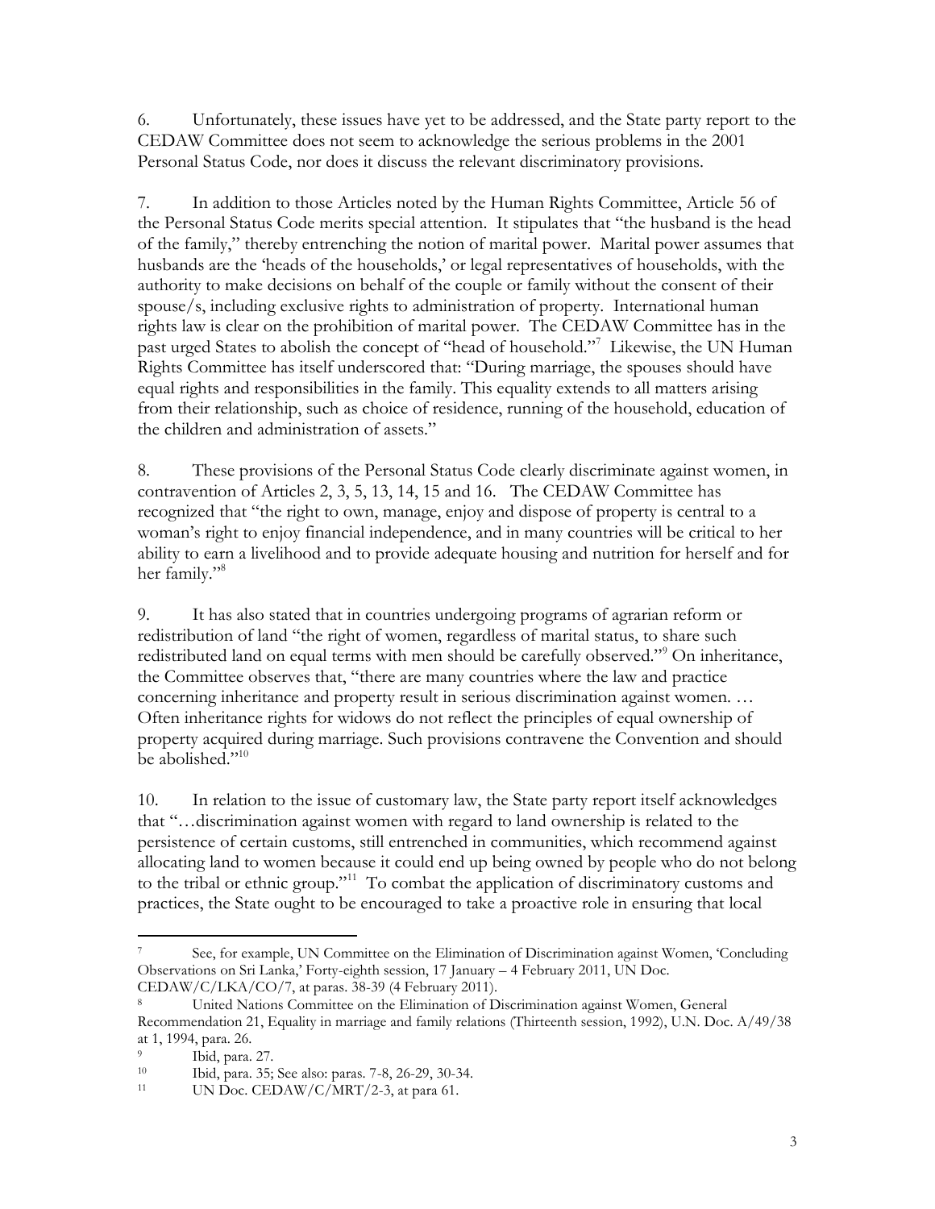6. Unfortunately, these issues have yet to be addressed, and the State party report to the CEDAW Committee does not seem to acknowledge the serious problems in the 2001 Personal Status Code, nor does it discuss the relevant discriminatory provisions.

7. In addition to those Articles noted by the Human Rights Committee, Article 56 of the Personal Status Code merits special attention. It stipulates that "the husband is the head of the family," thereby entrenching the notion of marital power. Marital power assumes that husbands are the 'heads of the households,' or legal representatives of households, with the authority to make decisions on behalf of the couple or family without the consent of their spouse/s, including exclusive rights to administration of property. International human rights law is clear on the prohibition of marital power. The CEDAW Committee has in the past urged States to abolish the concept of "head of household."[7] Likewise, the UN Human Rights Committee has itself underscored that: "During marriage, the spouses should have equal rights and responsibilities in the family. This equality extends to all matters arising from their relationship, such as choice of residence, running of the household, education of the children and administration of assets."

8. These provisions of the Personal Status Code clearly discriminate against women, in contravention of Articles 2, 3, 5, 13, 14, 15 and 16. The CEDAW Committee has recognized that "the right to own, manage, enjoy and dispose of property is central to a woman's right to enjoy financial independence, and in many countries will be critical to her ability to earn a livelihood and to provide adequate housing and nutrition for herself and for her family."[8]

9. It has also stated that in countries undergoing programs of agrarian reform or redistribution of land "the right of women, regardless of marital status, to share such redistributed land on equal terms with men should be carefully observed."[9] On inheritance, the Committee observes that, "there are many countries where the law and practice concerning inheritance and property result in serious discrimination against women. … Often inheritance rights for widows do not reflect the principles of equal ownership of property acquired during marriage. Such provisions contravene the Convention and should be abolished."[10]

10. In relation to the issue of customary law, the State party report itself acknowledges that "…discrimination against women with regard to land ownership is related to the persistence of certain customs, still entrenched in communities, which recommend against allocating land to women because it could end up being owned by people who do not belong to the tribal or ethnic group."[11] To combat the application of discriminatory customs and practices, the State ought to be encouraged to take a proactive role in ensuring that local

---

[7] See, for example, UN Committee on the Elimination of Discrimination against Women, 'Concluding Observations on Sri Lanka,' Forty-eighth session, 17 January – 4 February 2011, UN Doc. CEDAW/C/LKA/CO/7, at paras. 38-39 (4 February 2011).

[8] United Nations Committee on the Elimination of Discrimination against Women, General Recommendation 21, Equality in marriage and family relations (Thirteenth session, 1992), U.N. Doc. A/49/38 at 1, 1994, para. 26.

[9] Ibid, para. 27.

[10] Ibid, para. 35; See also: paras. 7-8, 26-29, 30-34.

[11] UN Doc. CEDAW/C/MRT/2-3, at para 61.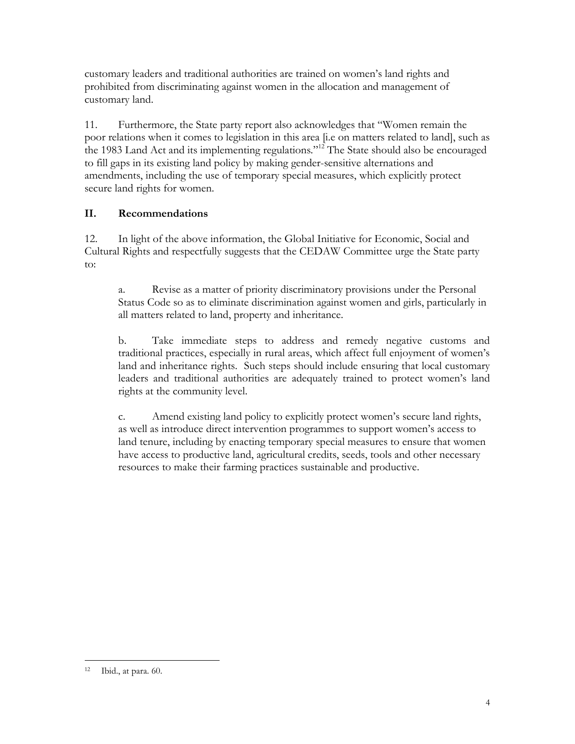customary leaders and traditional authorities are trained on women's land rights and prohibited from discriminating against women in the allocation and management of customary land.

11. Furthermore, the State party report also acknowledges that "Women remain the poor relations when it comes to legislation in this area [i.e on matters related to land], such as the 1983 Land Act and its implementing regulations."[12] The State should also be encouraged to fill gaps in its existing land policy by making gender-sensitive alternations and amendments, including the use of temporary special measures, which explicitly protect secure land rights for women.

## II. Recommendations

12. In light of the above information, the Global Initiative for Economic, Social and Cultural Rights and respectfully suggests that the CEDAW Committee urge the State party to:

a. Revise as a matter of priority discriminatory provisions under the Personal Status Code so as to eliminate discrimination against women and girls, particularly in all matters related to land, property and inheritance.

b. Take immediate steps to address and remedy negative customs and traditional practices, especially in rural areas, which affect full enjoyment of women's land and inheritance rights. Such steps should include ensuring that local customary leaders and traditional authorities are adequately trained to protect women's land rights at the community level.

c. Amend existing land policy to explicitly protect women's secure land rights, as well as introduce direct intervention programmes to support women's access to land tenure, including by enacting temporary special measures to ensure that women have access to productive land, agricultural credits, seeds, tools and other necessary resources to make their farming practices sustainable and productive.

---

[12] Ibid., at para. 60.